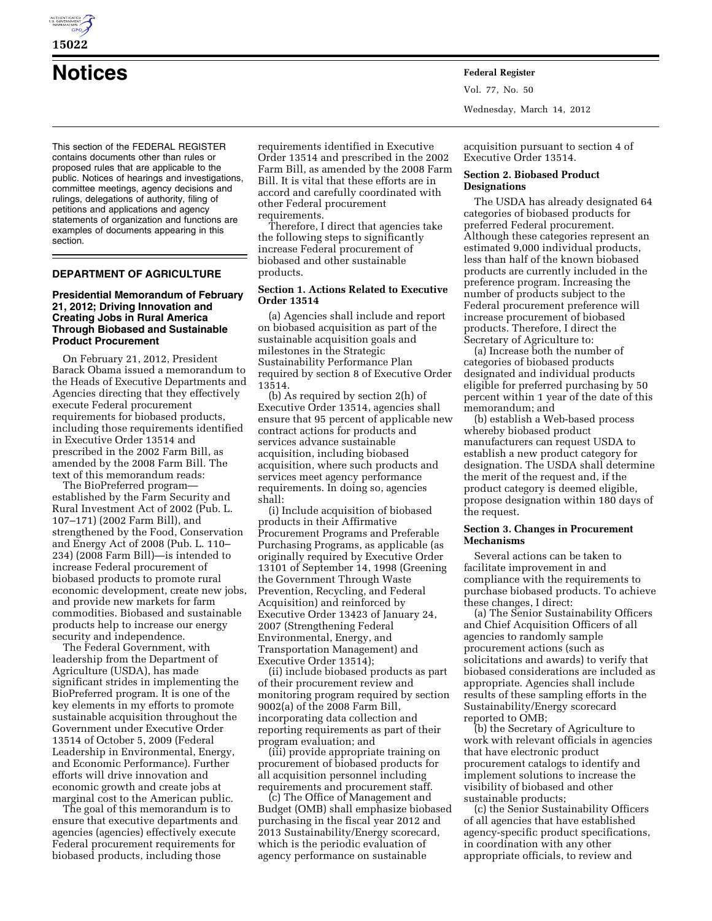# Notices

This section of the FEDERAL REGISTER contains documents other than rules or proposed rules that are applicable to the public. Notices of hearings and investigations, committee meetings, agency decisions and rulings, delegations of authority, filing of petitions and applications and agency statements of organization and functions are examples of documents appearing in this section.

## DEPARTMENT OF AGRICULTURE

### Presidential Memorandum of February 21, 2012; Driving Innovation and Creating Jobs in Rural America Through Biobased and Sustainable Product Procurement

On February 21, 2012, President Barack Obama issued a memorandum to the Heads of Executive Departments and Agencies directing that they effectively execute Federal procurement requirements for biobased products, including those requirements identified in Executive Order 13514 and prescribed in the 2002 Farm Bill, as amended by the 2008 Farm Bill. The text of this memorandum reads:

The BioPreferred program—established by the Farm Security and Rural Investment Act of 2002 (Pub. L. 107–171) (2002 Farm Bill), and strengthened by the Food, Conservation and Energy Act of 2008 (Pub. L. 110–234) (2008 Farm Bill)—is intended to increase Federal procurement of biobased products to promote rural economic development, create new jobs, and provide new markets for farm commodities. Biobased and sustainable products help to increase our energy security and independence.

The Federal Government, with leadership from the Department of Agriculture (USDA), has made significant strides in implementing the BioPreferred program. It is one of the key elements in my efforts to promote sustainable acquisition throughout the Government under Executive Order 13514 of October 5, 2009 (Federal Leadership in Environmental, Energy, and Economic Performance). Further efforts will drive innovation and economic growth and create jobs at marginal cost to the American public.

The goal of this memorandum is to ensure that executive departments and agencies (agencies) effectively execute Federal procurement requirements for biobased products, including those requirements identified in Executive Order 13514 and prescribed in the 2002 Farm Bill, as amended by the 2008 Farm Bill. It is vital that these efforts are in accord and carefully coordinated with other Federal procurement requirements.

Therefore, I direct that agencies take the following steps to significantly increase Federal procurement of biobased and other sustainable products.

**Section 1. Actions Related to Executive Order 13514**

(a) Agencies shall include and report on biobased acquisition as part of the sustainable acquisition goals and milestones in the Strategic Sustainability Performance Plan required by section 8 of Executive Order 13514.

(b) As required by section 2(h) of Executive Order 13514, agencies shall ensure that 95 percent of applicable new contract actions for products and services advance sustainable acquisition, including biobased acquisition, where such products and services meet agency performance requirements. In doing so, agencies shall:

(i) Include acquisition of biobased products in their Affirmative Procurement Programs and Preferable Purchasing Programs, as applicable (as originally required by Executive Order 13101 of September 14, 1998 (Greening the Government Through Waste Prevention, Recycling, and Federal Acquisition) and reinforced by Executive Order 13423 of January 24, 2007 (Strengthening Federal Environmental, Energy, and Transportation Management) and Executive Order 13514);

(ii) include biobased products as part of their procurement review and monitoring program required by section 9002(a) of the 2008 Farm Bill, incorporating data collection and reporting requirements as part of their program evaluation; and

(iii) provide appropriate training on procurement of biobased products for all acquisition personnel including requirements and procurement staff.

(c) The Office of Management and Budget (OMB) shall emphasize biobased purchasing in the fiscal year 2012 and 2013 Sustainability/Energy scorecard, which is the periodic evaluation of agency performance on sustainable acquisition pursuant to section 4 of Executive Order 13514.

**Section 2. Biobased Product Designations**

The USDA has already designated 64 categories of biobased products for preferred Federal procurement. Although these categories represent an estimated 9,000 individual products, less than half of the known biobased products are currently included in the preference program. Increasing the number of products subject to the Federal procurement preference will increase procurement of biobased products. Therefore, I direct the Secretary of Agriculture to:

(a) Increase both the number of categories of biobased products designated and individual products eligible for preferred purchasing by 50 percent within 1 year of the date of this memorandum; and

(b) establish a Web-based process whereby biobased product manufacturers can request USDA to establish a new product category for designation. The USDA shall determine the merit of the request and, if the product category is deemed eligible, propose designation within 180 days of the request.

**Section 3. Changes in Procurement Mechanisms**

Several actions can be taken to facilitate improvement in and compliance with the requirements to purchase biobased products. To achieve these changes, I direct:

(a) The Senior Sustainability Officers and Chief Acquisition Officers of all agencies to randomly sample procurement actions (such as solicitations and awards) to verify that biobased considerations are included as appropriate. Agencies shall include results of these sampling efforts in the Sustainability/Energy scorecard reported to OMB;

(b) the Secretary of Agriculture to work with relevant officials in agencies that have electronic product procurement catalogs to identify and implement solutions to increase the visibility of biobased and other sustainable products;

(c) the Senior Sustainability Officers of all agencies that have established agency-specific product specifications, in coordination with any other appropriate officials, to review and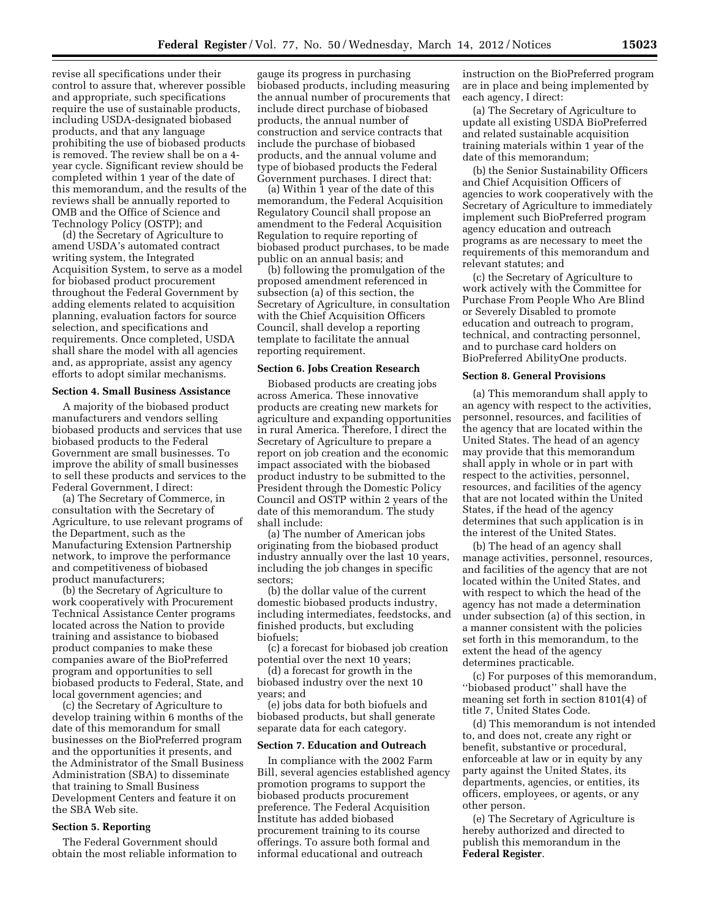revise all specifications under their control to assure that, wherever possible and appropriate, such specifications require the use of sustainable products, including USDA-designated biobased products, and that any language prohibiting the use of biobased products is removed. The review shall be on a 4-year cycle. Significant review should be completed within 1 year of the date of this memorandum, and the results of the reviews shall be annually reported to OMB and the Office of Science and Technology Policy (OSTP); and

(d) the Secretary of Agriculture to amend USDA's automated contract writing system, the Integrated Acquisition System, to serve as a model for biobased product procurement throughout the Federal Government by adding elements related to acquisition planning, evaluation factors for source selection, and specifications and requirements. Once completed, USDA shall share the model with all agencies and, as appropriate, assist any agency efforts to adopt similar mechanisms.

**Section 4. Small Business Assistance**

A majority of the biobased product manufacturers and vendors selling biobased products and services that use biobased products to the Federal Government are small businesses. To improve the ability of small businesses to sell these products and services to the Federal Government, I direct:

(a) The Secretary of Commerce, in consultation with the Secretary of Agriculture, to use relevant programs of the Department, such as the Manufacturing Extension Partnership network, to improve the performance and competitiveness of biobased product manufacturers;

(b) the Secretary of Agriculture to work cooperatively with Procurement Technical Assistance Center programs located across the Nation to provide training and assistance to biobased product companies to make these companies aware of the BioPreferred program and opportunities to sell biobased products to Federal, State, and local government agencies; and

(c) the Secretary of Agriculture to develop training within 6 months of the date of this memorandum for small businesses on the BioPreferred program and the opportunities it presents, and the Administrator of the Small Business Administration (SBA) to disseminate that training to Small Business Development Centers and feature it on the SBA Web site.

**Section 5. Reporting**

The Federal Government should obtain the most reliable information to gauge its progress in purchasing biobased products, including measuring the annual number of procurements that include direct purchase of biobased products, the annual number of construction and service contracts that include the purchase of biobased products, and the annual volume and type of biobased products the Federal Government purchases. I direct that:

(a) Within 1 year of the date of this memorandum, the Federal Acquisition Regulatory Council shall propose an amendment to the Federal Acquisition Regulation to require reporting of biobased product purchases, to be made public on an annual basis; and

(b) following the promulgation of the proposed amendment referenced in subsection (a) of this section, the Secretary of Agriculture, in consultation with the Chief Acquisition Officers Council, shall develop a reporting template to facilitate the annual reporting requirement.

**Section 6. Jobs Creation Research**

Biobased products are creating jobs across America. These innovative products are creating new markets for agriculture and expanding opportunities in rural America. Therefore, I direct the Secretary of Agriculture to prepare a report on job creation and the economic impact associated with the biobased product industry to be submitted to the President through the Domestic Policy Council and OSTP within 2 years of the date of this memorandum. The study shall include:

(a) The number of American jobs originating from the biobased product industry annually over the last 10 years, including the job changes in specific sectors;

(b) the dollar value of the current domestic biobased products industry, including intermediates, feedstocks, and finished products, but excluding biofuels;

(c) a forecast for biobased job creation potential over the next 10 years;

(d) a forecast for growth in the biobased industry over the next 10 years; and

(e) jobs data for both biofuels and biobased products, but shall generate separate data for each category.

**Section 7. Education and Outreach**

In compliance with the 2002 Farm Bill, several agencies established agency promotion programs to support the biobased products procurement preference. The Federal Acquisition Institute has added biobased procurement training to its course offerings. To assure both formal and informal educational and outreach instruction on the BioPreferred program are in place and being implemented by each agency, I direct:

(a) The Secretary of Agriculture to update all existing USDA BioPreferred and related sustainable acquisition training materials within 1 year of the date of this memorandum;

(b) the Senior Sustainability Officers and Chief Acquisition Officers of agencies to work cooperatively with the Secretary of Agriculture to immediately implement such BioPreferred program agency education and outreach programs as are necessary to meet the requirements of this memorandum and relevant statutes; and

(c) the Secretary of Agriculture to work actively with the Committee for Purchase From People Who Are Blind or Severely Disabled to promote education and outreach to program, technical, and contracting personnel, and to purchase card holders on BioPreferred AbilityOne products.

**Section 8. General Provisions**

(a) This memorandum shall apply to an agency with respect to the activities, personnel, resources, and facilities of the agency that are located within the United States. The head of an agency may provide that this memorandum shall apply in whole or in part with respect to the activities, personnel, resources, and facilities of the agency that are not located within the United States, if the head of the agency determines that such application is in the interest of the United States.

(b) The head of an agency shall manage activities, personnel, resources, and facilities of the agency that are not located within the United States, and with respect to which the head of the agency has not made a determination under subsection (a) of this section, in a manner consistent with the policies set forth in this memorandum, to the extent the head of the agency determines practicable.

(c) For purposes of this memorandum, ''biobased product'' shall have the meaning set forth in section 8101(4) of title 7, United States Code.

(d) This memorandum is not intended to, and does not, create any right or benefit, substantive or procedural, enforceable at law or in equity by any party against the United States, its departments, agencies, or entities, its officers, employees, or agents, or any other person.

(e) The Secretary of Agriculture is hereby authorized and directed to publish this memorandum in the **Federal Register**.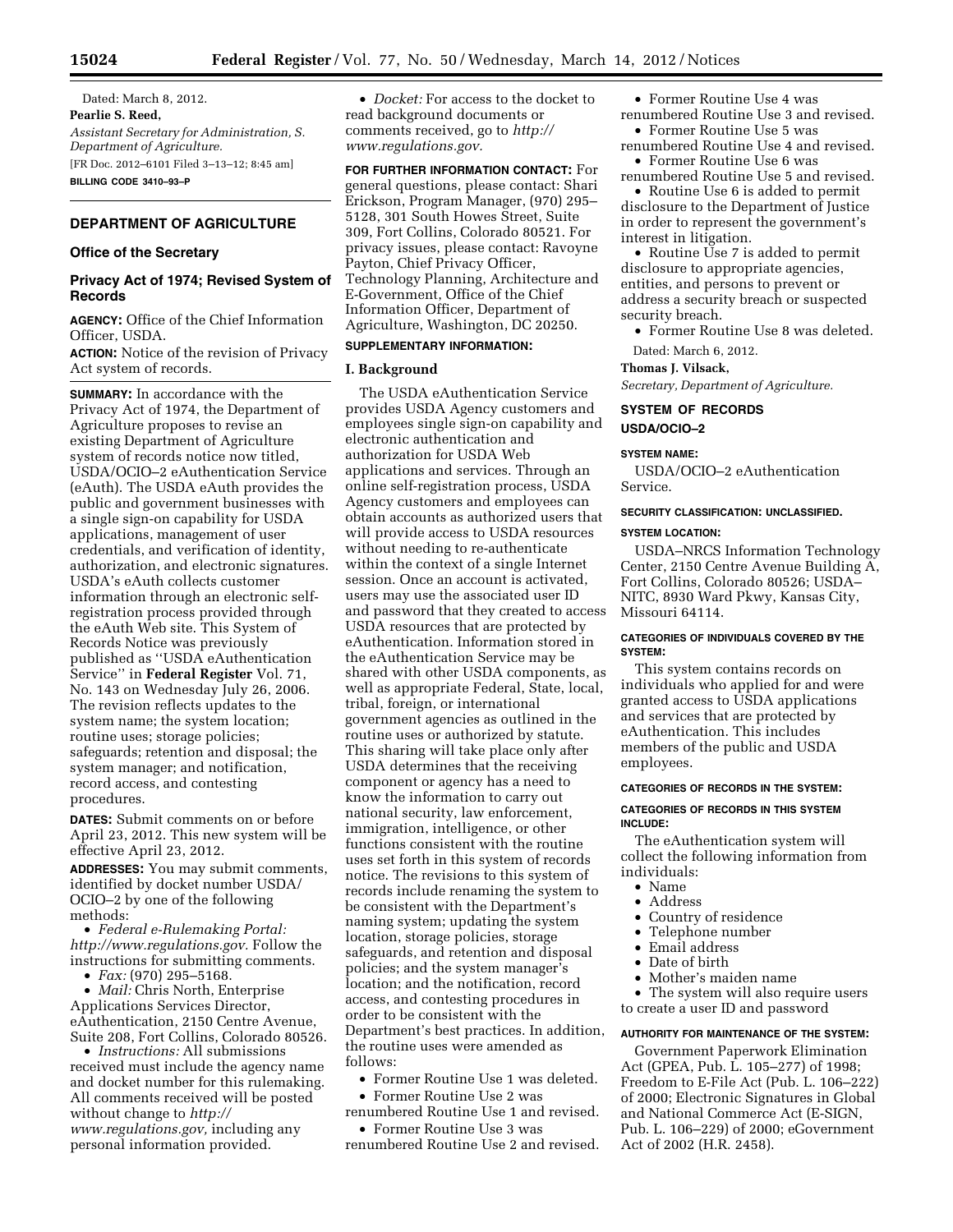Dated: March 8, 2012.

**Pearlie S. Reed,**

*Assistant Secretary for Administration, S. Department of Agriculture.*

[FR Doc. 2012–6101 Filed 3–13–12; 8:45 am]

**BILLING CODE 3410–93–P**

## DEPARTMENT OF AGRICULTURE

### Office of the Secretary

### Privacy Act of 1974; Revised System of Records

**AGENCY:** Office of the Chief Information Officer, USDA.

**ACTION:** Notice of the revision of Privacy Act system of records.

**SUMMARY:** In accordance with the Privacy Act of 1974, the Department of Agriculture proposes to revise an existing Department of Agriculture system of records notice now titled, USDA/OCIO–2 eAuthentication Service (eAuth). The USDA eAuth provides the public and government businesses with a single sign-on capability for USDA applications, management of user credentials, and verification of identity, authorization, and electronic signatures. USDA's eAuth collects customer information through an electronic self-registration process provided through the eAuth Web site. This System of Records Notice was previously published as ''USDA eAuthentication Service'' in **Federal Register** Vol. 71, No. 143 on Wednesday July 26, 2006. The revision reflects updates to the system name; the system location; routine uses; storage policies; safeguards; retention and disposal; the system manager; and notification, record access, and contesting procedures.

**DATES:** Submit comments on or before April 23, 2012. This new system will be effective April 23, 2012.

**ADDRESSES:** You may submit comments, identified by docket number USDA/OCIO–2 by one of the following methods:

- *Federal e-Rulemaking Portal: http://www.regulations.gov.* Follow the instructions for submitting comments.
- *Fax:* (970) 295–5168.
- *Mail:* Chris North, Enterprise Applications Services Director, eAuthentication, 2150 Centre Avenue, Suite 208, Fort Collins, Colorado 80526.
- *Instructions:* All submissions received must include the agency name and docket number for this rulemaking. All comments received will be posted without change to *http://www.regulations.gov,* including any personal information provided.
- *Docket:* For access to the docket to read background documents or comments received, go to *http://www.regulations.gov.*

**FOR FURTHER INFORMATION CONTACT:** For general questions, please contact: Shari Erickson, Program Manager, (970) 295–5128, 301 South Howes Street, Suite 309, Fort Collins, Colorado 80521. For privacy issues, please contact: Ravoyne Payton, Chief Privacy Officer, Technology Planning, Architecture and E-Government, Office of the Chief Information Officer, Department of Agriculture, Washington, DC 20250.

**SUPPLEMENTARY INFORMATION:**

### I. Background

The USDA eAuthentication Service provides USDA Agency customers and employees single sign-on capability and electronic authentication and authorization for USDA Web applications and services. Through an online self-registration process, USDA Agency customers and employees can obtain accounts as authorized users that will provide access to USDA resources without needing to re-authenticate within the context of a single Internet session. Once an account is activated, users may use the associated user ID and password that they created to access USDA resources that are protected by eAuthentication. Information stored in the eAuthentication Service may be shared with other USDA components, as well as appropriate Federal, State, local, tribal, foreign, or international government agencies as outlined in the routine uses or authorized by statute. This sharing will take place only after USDA determines that the receiving component or agency has a need to know the information to carry out national security, law enforcement, immigration, intelligence, or other functions consistent with the routine uses set forth in this system of records notice. The revisions to this system of records include renaming the system to be consistent with the Department's naming system; updating the system location, storage policies, storage safeguards, and retention and disposal policies; and the system manager's location; and the notification, record access, and contesting procedures in order to be consistent with the Department's best practices. In addition, the routine uses were amended as follows:

- Former Routine Use 1 was deleted.
- Former Routine Use 2 was renumbered Routine Use 1 and revised.
- Former Routine Use 3 was renumbered Routine Use 2 and revised.
- Former Routine Use 4 was renumbered Routine Use 3 and revised.
- Former Routine Use 5 was renumbered Routine Use 4 and revised.
- Former Routine Use 6 was renumbered Routine Use 5 and revised.
- Routine Use 6 is added to permit disclosure to the Department of Justice in order to represent the government's interest in litigation.
- Routine Use 7 is added to permit disclosure to appropriate agencies, entities, and persons to prevent or address a security breach or suspected security breach.
- Former Routine Use 8 was deleted.

Dated: March 6, 2012.

**Thomas J. Vilsack,**

*Secretary, Department of Agriculture.*

**SYSTEM OF RECORDS**

**USDA/OCIO–2**

**SYSTEM NAME:**

USDA/OCIO–2 eAuthentication Service.

**SECURITY CLASSIFICATION: UNCLASSIFIED.**

**SYSTEM LOCATION:**

USDA–NRCS Information Technology Center, 2150 Centre Avenue Building A, Fort Collins, Colorado 80526; USDA–NITC, 8930 Ward Pkwy, Kansas City, Missouri 64114.

**CATEGORIES OF INDIVIDUALS COVERED BY THE SYSTEM:**

This system contains records on individuals who applied for and were granted access to USDA applications and services that are protected by eAuthentication. This includes members of the public and USDA employees.

**CATEGORIES OF RECORDS IN THE SYSTEM:**

**CATEGORIES OF RECORDS IN THIS SYSTEM INCLUDE:**

The eAuthentication system will collect the following information from individuals:

- Name
- Address
- Country of residence
- Telephone number
- Email address
- Date of birth
- Mother's maiden name
- The system will also require users to create a user ID and password

**AUTHORITY FOR MAINTENANCE OF THE SYSTEM:**

Government Paperwork Elimination Act (GPEA, Pub. L. 105–277) of 1998; Freedom to E-File Act (Pub. L. 106–222) of 2000; Electronic Signatures in Global and National Commerce Act (E-SIGN, Pub. L. 106–229) of 2000; eGovernment Act of 2002 (H.R. 2458).